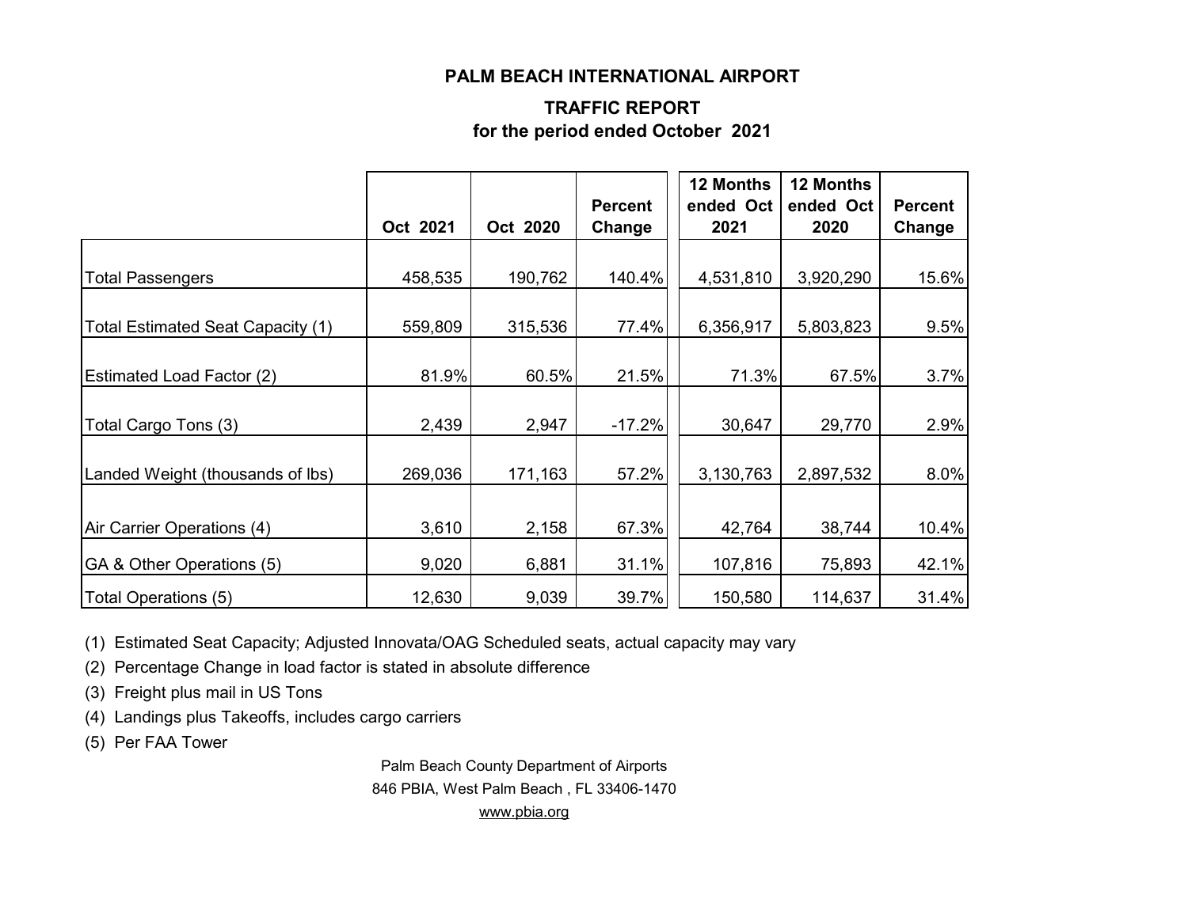# PALM BEACH INTERNATIONAL AIRPORT

## TRAFFIC REPORT
## for the period ended October 2021

| | Oct 2021 | Oct 2020 | Percent Change | 12 Months ended Oct 2021 | 12 Months ended Oct 2020 | Percent Change |
|---|---|---|---|---|---|---|
| Total Passengers | 458,535 | 190,762 | 140.4% | 4,531,810 | 3,920,290 | 15.6% |
| Total Estimated Seat Capacity (1) | 559,809 | 315,536 | 77.4% | 6,356,917 | 5,803,823 | 9.5% |
| Estimated Load Factor (2) | 81.9% | 60.5% | 21.5% | 71.3% | 67.5% | 3.7% |
| Total Cargo Tons (3) | 2,439 | 2,947 | -17.2% | 30,647 | 29,770 | 2.9% |
| Landed Weight (thousands of lbs) | 269,036 | 171,163 | 57.2% | 3,130,763 | 2,897,532 | 8.0% |
| Air Carrier Operations (4) | 3,610 | 2,158 | 67.3% | 42,764 | 38,744 | 10.4% |
| GA & Other Operations (5) | 9,020 | 6,881 | 31.1% | 107,816 | 75,893 | 42.1% |
| Total Operations (5) | 12,630 | 9,039 | 39.7% | 150,580 | 114,637 | 31.4% |

(1) Estimated Seat Capacity; Adjusted Innovata/OAG Scheduled seats, actual capacity may vary

(2) Percentage Change in load factor is stated in absolute difference

(3) Freight plus mail in US Tons

(4) Landings plus Takeoffs, includes cargo carriers

(5) Per FAA Tower

Palm Beach County Department of Airports
846 PBIA, West Palm Beach , FL 33406-1470
www.pbia.org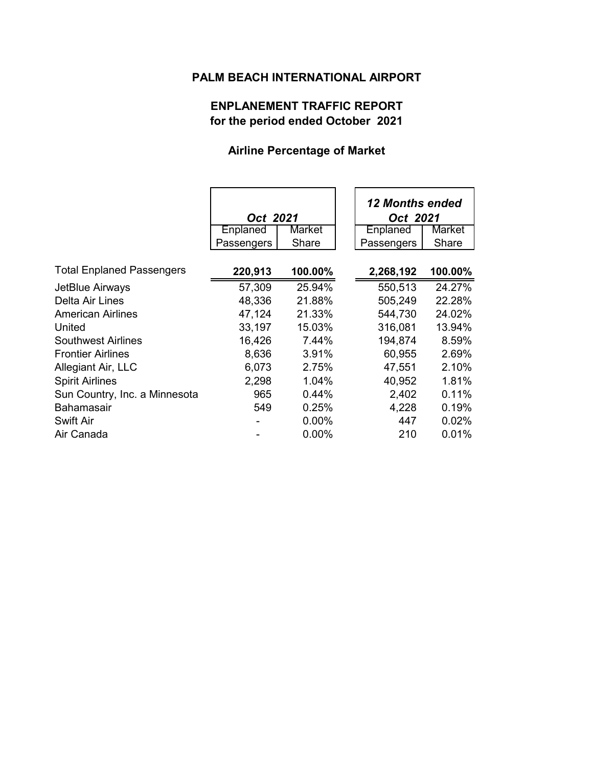# PALM BEACH INTERNATIONAL AIRPORT

## ENPLANEMENT TRAFFIC REPORT
## for the period ended October 2021

### Airline Percentage of Market

| | *Oct 2021* | | *12 Months ended Oct 2021* | |
|---|---|---|---|---|
| | Enplaned Passengers | Market Share | Enplaned Passengers | Market Share |
| Total Enplaned Passengers | **220,913** | **100.00%** | **2,268,192** | **100.00%** |
| JetBlue Airways | 57,309 | 25.94% | 550,513 | 24.27% |
| Delta Air Lines | 48,336 | 21.88% | 505,249 | 22.28% |
| American Airlines | 47,124 | 21.33% | 544,730 | 24.02% |
| United | 33,197 | 15.03% | 316,081 | 13.94% |
| Southwest Airlines | 16,426 | 7.44% | 194,874 | 8.59% |
| Frontier Airlines | 8,636 | 3.91% | 60,955 | 2.69% |
| Allegiant Air, LLC | 6,073 | 2.75% | 47,551 | 2.10% |
| Spirit Airlines | 2,298 | 1.04% | 40,952 | 1.81% |
| Sun Country, Inc. a Minnesota | 965 | 0.44% | 2,402 | 0.11% |
| Bahamasair | 549 | 0.25% | 4,228 | 0.19% |
| Swift Air | - | 0.00% | 447 | 0.02% |
| Air Canada | - | 0.00% | 210 | 0.01% |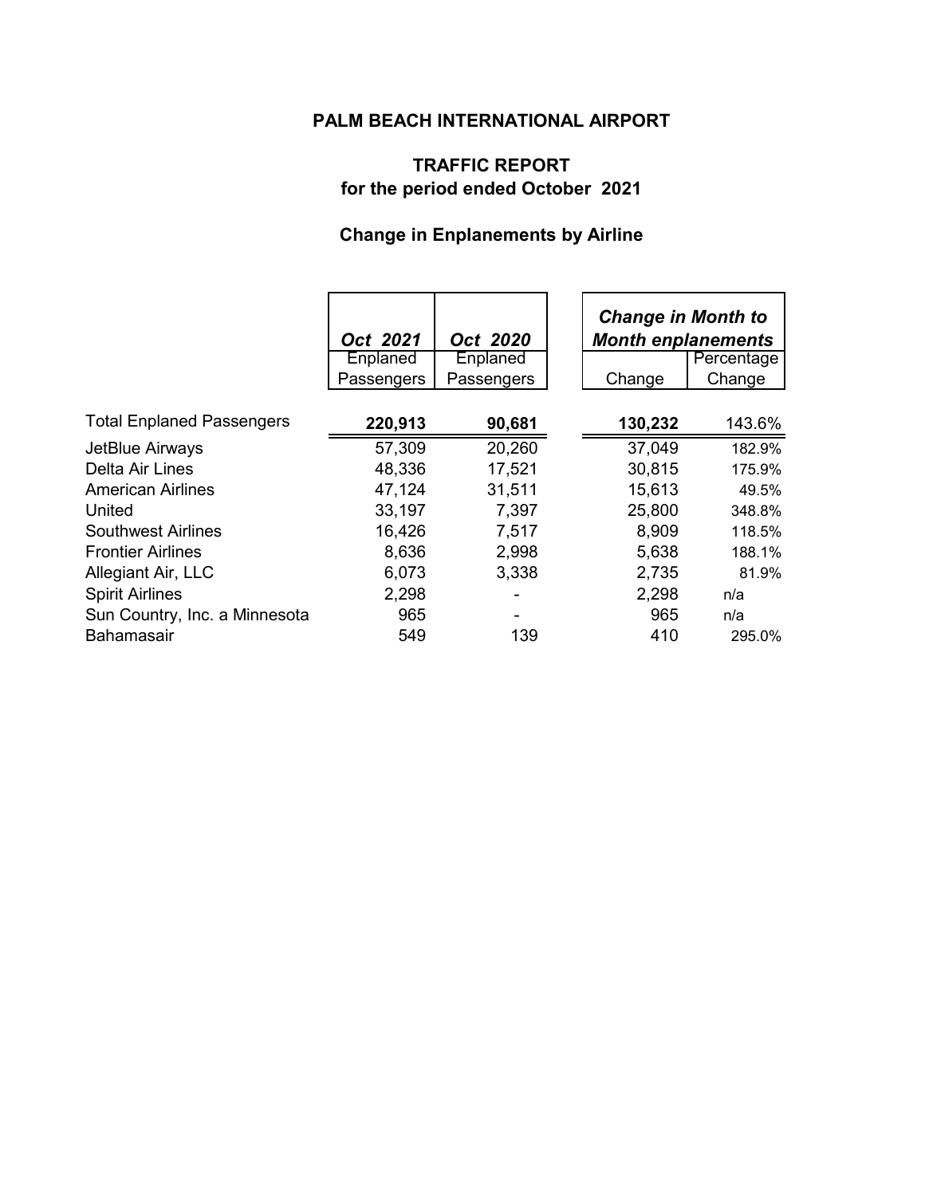# PALM BEACH INTERNATIONAL AIRPORT

## TRAFFIC REPORT
## for the period ended October 2021

### Change in Enplanements by Airline

| | *Oct 2021* | *Oct 2020* | ***Change in Month to Month enplanements*** | |
|---|---|---|---|---|
| | Enplaned Passengers | Enplaned Passengers | Change | Percentage Change |
| Total Enplaned Passengers | **220,913** | **90,681** | **130,232** | 143.6% |
| JetBlue Airways | 57,309 | 20,260 | 37,049 | 182.9% |
| Delta Air Lines | 48,336 | 17,521 | 30,815 | 175.9% |
| American Airlines | 47,124 | 31,511 | 15,613 | 49.5% |
| United | 33,197 | 7,397 | 25,800 | 348.8% |
| Southwest Airlines | 16,426 | 7,517 | 8,909 | 118.5% |
| Frontier Airlines | 8,636 | 2,998 | 5,638 | 188.1% |
| Allegiant Air, LLC | 6,073 | 3,338 | 2,735 | 81.9% |
| Spirit Airlines | 2,298 | - | 2,298 | n/a |
| Sun Country, Inc. a Minnesota | 965 | - | 965 | n/a |
| Bahamasair | 549 | 139 | 410 | 295.0% |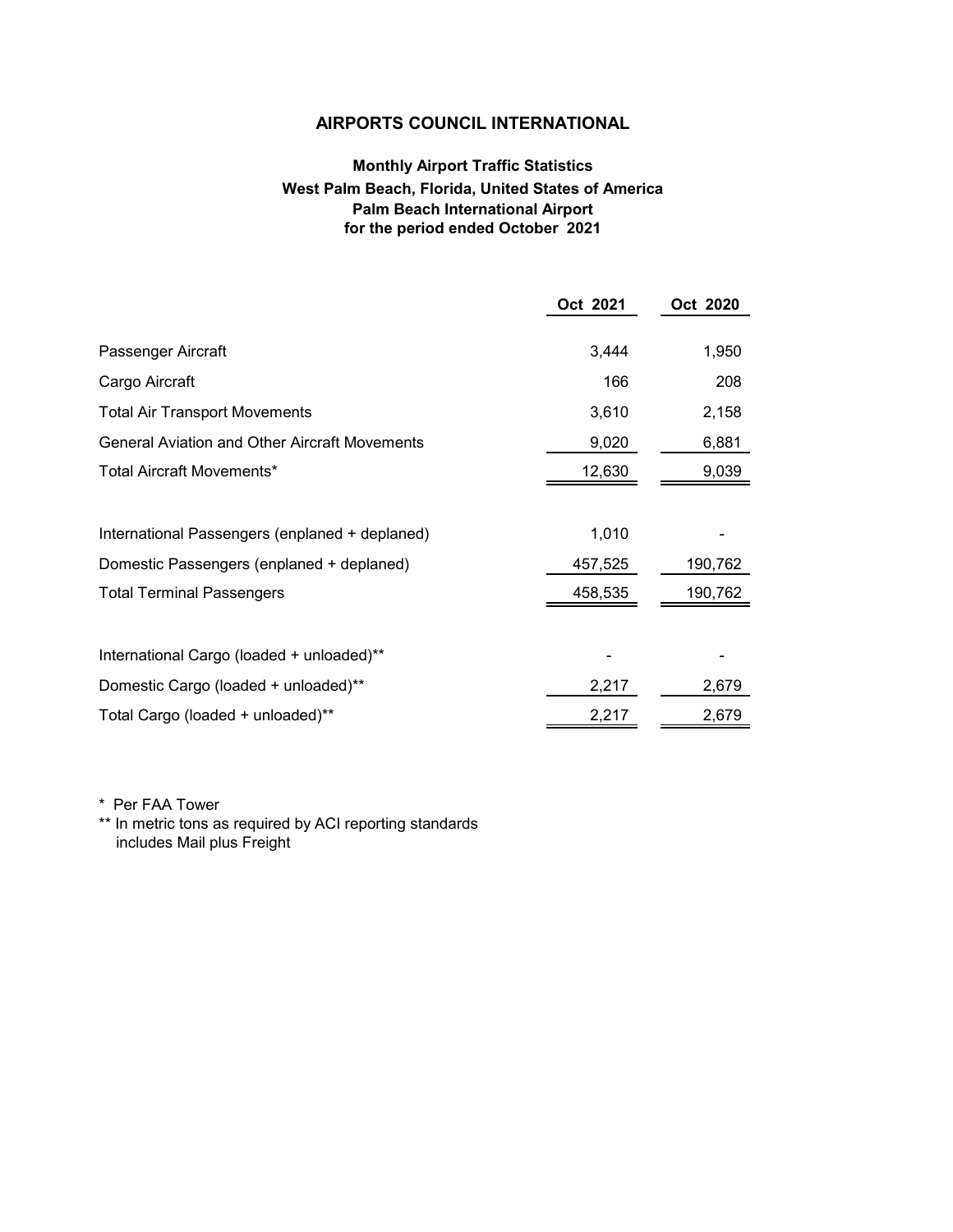## AIRPORTS COUNCIL INTERNATIONAL

### Monthly Airport Traffic Statistics
### West Palm Beach, Florida, United States of America
### Palm Beach International Airport
### for the period ended October 2021

| | Oct 2021 | Oct 2020 |
|---|---|---|
| Passenger Aircraft | 3,444 | 1,950 |
| Cargo Aircraft | 166 | 208 |
| Total Air Transport Movements | 3,610 | 2,158 |
| General Aviation and Other Aircraft Movements | 9,020 | 6,881 |
| Total Aircraft Movements* | 12,630 | 9,039 |
| | | |
| International Passengers (enplaned + deplaned) | 1,010 | - |
| Domestic Passengers (enplaned + deplaned) | 457,525 | 190,762 |
| Total Terminal Passengers | 458,535 | 190,762 |
| | | |
| International Cargo (loaded + unloaded)** | - | - |
| Domestic Cargo (loaded + unloaded)** | 2,217 | 2,679 |
| Total Cargo (loaded + unloaded)** | 2,217 | 2,679 |

\* Per FAA Tower

** In metric tons as required by ACI reporting standards
includes Mail plus Freight